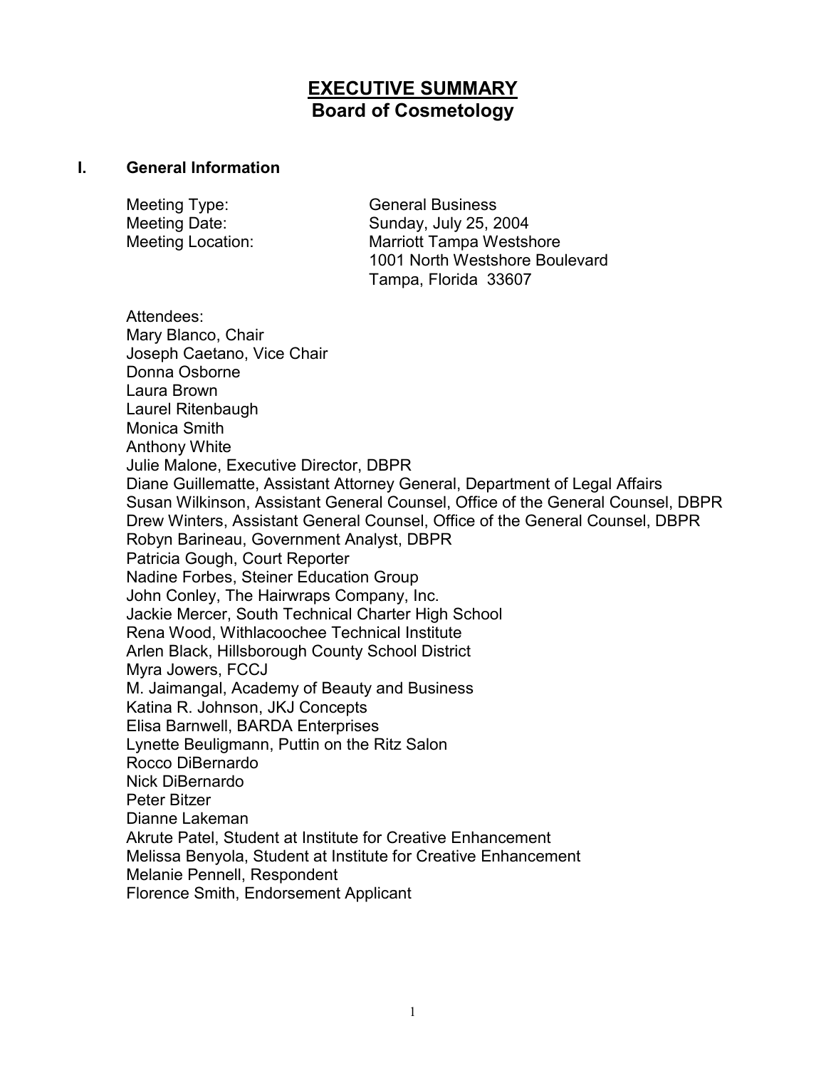# EXECUTIVE SUMMARY
## Board of Cosmetology

### I. General Information

Meeting Type: General Business
Meeting Date: Sunday, July 25, 2004
Meeting Location: Marriott Tampa Westshore
1001 North Westshore Boulevard
Tampa, Florida 33607

Attendees:
Mary Blanco, Chair
Joseph Caetano, Vice Chair
Donna Osborne
Laura Brown
Laurel Ritenbaugh
Monica Smith
Anthony White
Julie Malone, Executive Director, DBPR
Diane Guillematte, Assistant Attorney General, Department of Legal Affairs
Susan Wilkinson, Assistant General Counsel, Office of the General Counsel, DBPR
Drew Winters, Assistant General Counsel, Office of the General Counsel, DBPR
Robyn Barineau, Government Analyst, DBPR
Patricia Gough, Court Reporter
Nadine Forbes, Steiner Education Group
John Conley, The Hairwraps Company, Inc.
Jackie Mercer, South Technical Charter High School
Rena Wood, Withlacoochee Technical Institute
Arlen Black, Hillsborough County School District
Myra Jowers, FCCJ
M. Jaimangal, Academy of Beauty and Business
Katina R. Johnson, JKJ Concepts
Elisa Barnwell, BARDA Enterprises
Lynette Beuligmann, Puttin on the Ritz Salon
Rocco DiBernardo
Nick DiBernardo
Peter Bitzer
Dianne Lakeman
Akrute Patel, Student at Institute for Creative Enhancement
Melissa Benyola, Student at Institute for Creative Enhancement
Melanie Pennell, Respondent
Florence Smith, Endorsement Applicant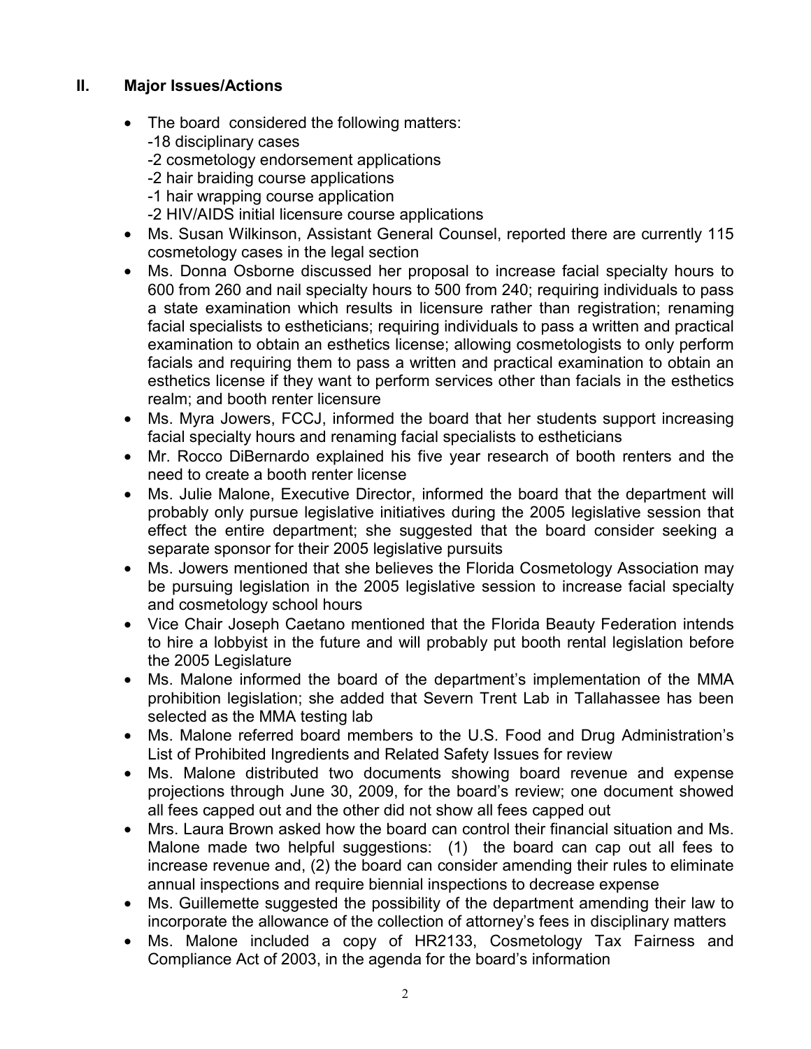## II. Major Issues/Actions

- The board considered the following matters:
  - -18 disciplinary cases
  - -2 cosmetology endorsement applications
  - -2 hair braiding course applications
  - -1 hair wrapping course application
  - -2 HIV/AIDS initial licensure course applications
- Ms. Susan Wilkinson, Assistant General Counsel, reported there are currently 115 cosmetology cases in the legal section
- Ms. Donna Osborne discussed her proposal to increase facial specialty hours to 600 from 260 and nail specialty hours to 500 from 240; requiring individuals to pass a state examination which results in licensure rather than registration; renaming facial specialists to estheticians; requiring individuals to pass a written and practical examination to obtain an esthetics license; allowing cosmetologists to only perform facials and requiring them to pass a written and practical examination to obtain an esthetics license if they want to perform services other than facials in the esthetics realm; and booth renter licensure
- Ms. Myra Jowers, FCCJ, informed the board that her students support increasing facial specialty hours and renaming facial specialists to estheticians
- Mr. Rocco DiBernardo explained his five year research of booth renters and the need to create a booth renter license
- Ms. Julie Malone, Executive Director, informed the board that the department will probably only pursue legislative initiatives during the 2005 legislative session that effect the entire department; she suggested that the board consider seeking a separate sponsor for their 2005 legislative pursuits
- Ms. Jowers mentioned that she believes the Florida Cosmetology Association may be pursuing legislation in the 2005 legislative session to increase facial specialty and cosmetology school hours
- Vice Chair Joseph Caetano mentioned that the Florida Beauty Federation intends to hire a lobbyist in the future and will probably put booth rental legislation before the 2005 Legislature
- Ms. Malone informed the board of the department's implementation of the MMA prohibition legislation; she added that Severn Trent Lab in Tallahassee has been selected as the MMA testing lab
- Ms. Malone referred board members to the U.S. Food and Drug Administration's List of Prohibited Ingredients and Related Safety Issues for review
- Ms. Malone distributed two documents showing board revenue and expense projections through June 30, 2009, for the board's review; one document showed all fees capped out and the other did not show all fees capped out
- Mrs. Laura Brown asked how the board can control their financial situation and Ms. Malone made two helpful suggestions: (1) the board can cap out all fees to increase revenue and, (2) the board can consider amending their rules to eliminate annual inspections and require biennial inspections to decrease expense
- Ms. Guillemette suggested the possibility of the department amending their law to incorporate the allowance of the collection of attorney's fees in disciplinary matters
- Ms. Malone included a copy of HR2133, Cosmetology Tax Fairness and Compliance Act of 2003, in the agenda for the board's information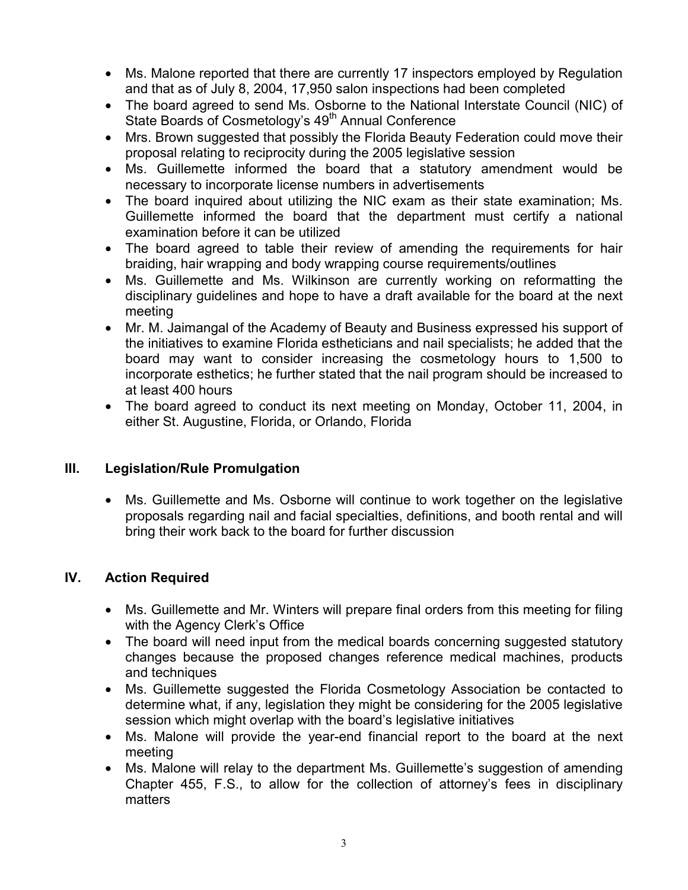- Ms. Malone reported that there are currently 17 inspectors employed by Regulation and that as of July 8, 2004, 17,950 salon inspections had been completed
- The board agreed to send Ms. Osborne to the National Interstate Council (NIC) of State Boards of Cosmetology's 49th Annual Conference
- Mrs. Brown suggested that possibly the Florida Beauty Federation could move their proposal relating to reciprocity during the 2005 legislative session
- Ms. Guillemette informed the board that a statutory amendment would be necessary to incorporate license numbers in advertisements
- The board inquired about utilizing the NIC exam as their state examination; Ms. Guillemette informed the board that the department must certify a national examination before it can be utilized
- The board agreed to table their review of amending the requirements for hair braiding, hair wrapping and body wrapping course requirements/outlines
- Ms. Guillemette and Ms. Wilkinson are currently working on reformatting the disciplinary guidelines and hope to have a draft available for the board at the next meeting
- Mr. M. Jaimangal of the Academy of Beauty and Business expressed his support of the initiatives to examine Florida estheticians and nail specialists; he added that the board may want to consider increasing the cosmetology hours to 1,500 to incorporate esthetics; he further stated that the nail program should be increased to at least 400 hours
- The board agreed to conduct its next meeting on Monday, October 11, 2004, in either St. Augustine, Florida, or Orlando, Florida

## III. Legislation/Rule Promulgation

- Ms. Guillemette and Ms. Osborne will continue to work together on the legislative proposals regarding nail and facial specialties, definitions, and booth rental and will bring their work back to the board for further discussion

## IV. Action Required

- Ms. Guillemette and Mr. Winters will prepare final orders from this meeting for filing with the Agency Clerk's Office
- The board will need input from the medical boards concerning suggested statutory changes because the proposed changes reference medical machines, products and techniques
- Ms. Guillemette suggested the Florida Cosmetology Association be contacted to determine what, if any, legislation they might be considering for the 2005 legislative session which might overlap with the board's legislative initiatives
- Ms. Malone will provide the year-end financial report to the board at the next meeting
- Ms. Malone will relay to the department Ms. Guillemette's suggestion of amending Chapter 455, F.S., to allow for the collection of attorney's fees in disciplinary matters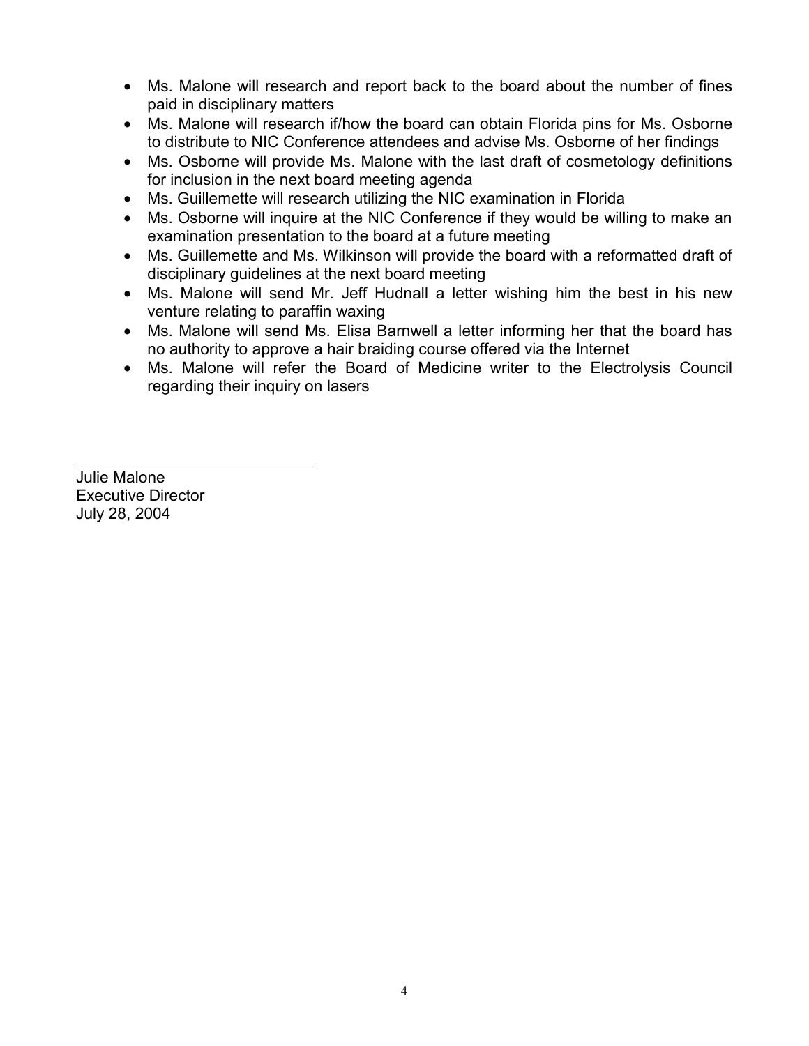- Ms. Malone will research and report back to the board about the number of fines paid in disciplinary matters
- Ms. Malone will research if/how the board can obtain Florida pins for Ms. Osborne to distribute to NIC Conference attendees and advise Ms. Osborne of her findings
- Ms. Osborne will provide Ms. Malone with the last draft of cosmetology definitions for inclusion in the next board meeting agenda
- Ms. Guillemette will research utilizing the NIC examination in Florida
- Ms. Osborne will inquire at the NIC Conference if they would be willing to make an examination presentation to the board at a future meeting
- Ms. Guillemette and Ms. Wilkinson will provide the board with a reformatted draft of disciplinary guidelines at the next board meeting
- Ms. Malone will send Mr. Jeff Hudnall a letter wishing him the best in his new venture relating to paraffin waxing
- Ms. Malone will send Ms. Elisa Barnwell a letter informing her that the board has no authority to approve a hair braiding course offered via the Internet
- Ms. Malone will refer the Board of Medicine writer to the Electrolysis Council regarding their inquiry on lasers

Julie Malone
Executive Director
July 28, 2004